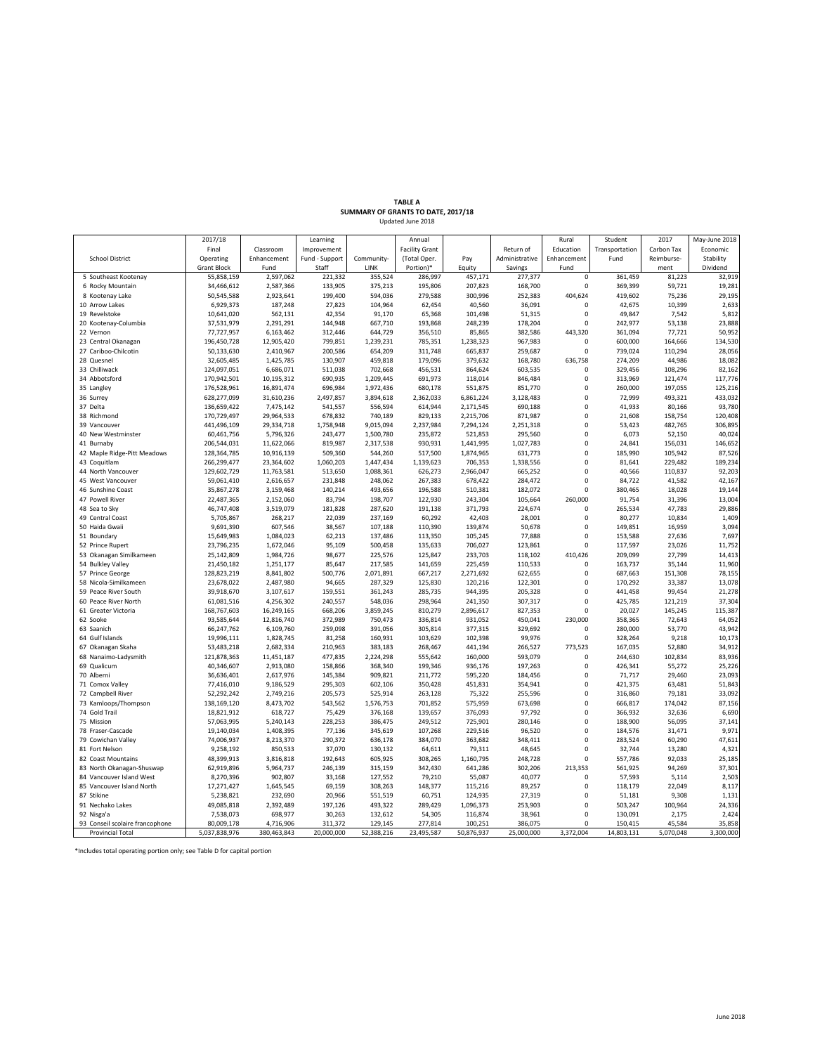**TABLE A**
**SUMMARY OF GRANTS TO DATE, 2017/18**
Updated June 2018

| School District | 2017/18 Final Operating Grant Block | Classroom Enhancement Fund | Learning Improvement Fund - Support Staff | Community-LINK | Annual Facility Grant (Total Oper. Portion)* | Pay Equity | Return of Administrative Savings | Rural Education Enhancement Fund | Student Transportation Fund | 2017 Carbon Tax Reimburse-ment | May-June 2018 Economic Stability Dividend |
|---|---|---|---|---|---|---|---|---|---|---|---|
| 5 Southeast Kootenay | 55,858,159 | 2,597,062 | 221,332 | 355,524 | 286,997 | 457,171 | 277,377 | 0 | 361,459 | 81,223 | 32,919 |
| 6 Rocky Mountain | 34,466,612 | 2,587,366 | 133,905 | 375,213 | 195,806 | 207,823 | 168,700 | 0 | 369,399 | 59,721 | 19,281 |
| 8 Kootenay Lake | 50,545,588 | 2,923,641 | 199,400 | 594,036 | 279,588 | 300,996 | 252,383 | 404,624 | 419,602 | 75,236 | 29,195 |
| 10 Arrow Lakes | 6,929,373 | 187,248 | 27,823 | 104,964 | 62,454 | 40,560 | 36,091 | 0 | 42,675 | 10,399 | 2,633 |
| 19 Revelstoke | 10,641,020 | 562,131 | 42,354 | 91,170 | 65,368 | 101,498 | 51,315 | 0 | 49,847 | 7,542 | 5,812 |
| 20 Kootenay-Columbia | 37,531,979 | 2,291,291 | 144,948 | 667,710 | 193,868 | 248,239 | 178,204 | 0 | 242,977 | 53,138 | 23,888 |
| 22 Vernon | 77,727,957 | 6,163,462 | 312,446 | 644,729 | 356,510 | 85,865 | 382,586 | 443,320 | 361,094 | 77,721 | 50,952 |
| 23 Central Okanagan | 196,450,728 | 12,905,420 | 799,851 | 1,239,231 | 785,351 | 1,238,323 | 967,983 | 0 | 600,000 | 164,666 | 134,530 |
| 27 Cariboo-Chilcotin | 50,133,630 | 2,410,967 | 200,586 | 654,209 | 311,748 | 665,837 | 259,687 | 0 | 739,024 | 110,294 | 28,056 |
| 28 Quesnel | 32,605,485 | 1,425,785 | 130,907 | 459,818 | 179,096 | 379,632 | 168,780 | 636,758 | 274,209 | 44,986 | 18,082 |
| 33 Chilliwack | 124,097,051 | 6,686,071 | 511,038 | 702,668 | 456,531 | 864,624 | 603,535 | 0 | 329,456 | 108,296 | 82,162 |
| 34 Abbotsford | 170,942,501 | 10,195,312 | 690,935 | 1,209,445 | 691,973 | 118,014 | 846,484 | 0 | 313,969 | 121,474 | 117,776 |
| 35 Langley | 176,528,961 | 16,891,474 | 696,984 | 1,972,436 | 680,178 | 551,875 | 851,770 | 0 | 260,000 | 197,055 | 125,216 |
| 36 Surrey | 628,277,099 | 31,610,236 | 2,497,857 | 3,894,618 | 2,362,033 | 6,861,224 | 3,128,483 | 0 | 72,999 | 493,321 | 433,032 |
| 37 Delta | 136,659,422 | 7,475,142 | 541,557 | 556,594 | 614,944 | 2,171,545 | 690,188 | 0 | 41,933 | 80,166 | 93,780 |
| 38 Richmond | 170,729,497 | 29,964,533 | 678,832 | 740,189 | 829,133 | 2,215,706 | 871,987 | 0 | 21,608 | 158,754 | 120,408 |
| 39 Vancouver | 441,496,109 | 29,334,718 | 1,758,948 | 9,015,094 | 2,237,984 | 7,294,124 | 2,251,318 | 0 | 53,423 | 482,765 | 306,895 |
| 40 New Westminster | 60,461,756 | 5,796,326 | 243,477 | 1,500,780 | 235,872 | 521,853 | 295,560 | 0 | 6,073 | 52,150 | 40,024 |
| 41 Burnaby | 206,544,031 | 11,622,066 | 819,987 | 2,317,538 | 930,931 | 1,441,995 | 1,027,783 | 0 | 24,841 | 156,031 | 146,652 |
| 42 Maple Ridge-Pitt Meadows | 128,364,785 | 10,916,139 | 509,360 | 544,260 | 517,500 | 1,874,965 | 631,773 | 0 | 185,990 | 105,942 | 87,526 |
| 43 Coquitlam | 266,299,477 | 23,364,602 | 1,060,203 | 1,447,434 | 1,139,623 | 706,353 | 1,338,556 | 0 | 81,641 | 229,482 | 189,234 |
| 44 North Vancouver | 129,602,729 | 11,763,581 | 513,650 | 1,088,361 | 626,273 | 2,966,047 | 665,252 | 0 | 40,566 | 110,837 | 92,203 |
| 45 West Vancouver | 59,061,410 | 2,616,657 | 231,848 | 248,062 | 267,383 | 678,422 | 284,472 | 0 | 84,722 | 41,582 | 42,167 |
| 46 Sunshine Coast | 35,867,278 | 3,159,468 | 140,214 | 493,656 | 196,588 | 510,381 | 182,072 | 0 | 380,465 | 18,028 | 19,144 |
| 47 Powell River | 22,487,365 | 2,152,060 | 83,794 | 198,707 | 122,930 | 243,304 | 105,664 | 260,000 | 91,754 | 31,396 | 13,004 |
| 48 Sea to Sky | 46,747,408 | 3,519,079 | 181,828 | 287,620 | 191,138 | 371,793 | 224,674 | 0 | 265,534 | 47,783 | 29,886 |
| 49 Central Coast | 5,705,867 | 268,217 | 22,039 | 237,169 | 60,292 | 42,403 | 28,001 | 0 | 80,277 | 10,834 | 1,409 |
| 50 Haida Gwaii | 9,691,390 | 607,546 | 38,567 | 107,188 | 110,390 | 139,874 | 50,678 | 0 | 149,851 | 16,959 | 3,094 |
| 51 Boundary | 15,649,983 | 1,084,023 | 62,213 | 137,486 | 113,350 | 105,245 | 77,888 | 0 | 153,588 | 27,636 | 7,697 |
| 52 Prince Rupert | 23,796,235 | 1,672,046 | 95,109 | 500,458 | 135,633 | 706,027 | 123,861 | 0 | 117,597 | 23,026 | 11,752 |
| 53 Okanagan Similkameen | 25,142,809 | 1,984,726 | 98,677 | 225,576 | 125,847 | 233,703 | 118,102 | 410,426 | 209,099 | 27,799 | 14,413 |
| 54 Bulkley Valley | 21,450,182 | 1,251,177 | 85,647 | 217,585 | 141,659 | 225,459 | 110,533 | 0 | 163,737 | 35,144 | 11,960 |
| 57 Prince George | 128,823,219 | 8,841,802 | 500,776 | 2,071,891 | 667,217 | 2,271,692 | 622,655 | 0 | 687,663 | 151,308 | 78,155 |
| 58 Nicola-Similkameen | 23,678,022 | 2,487,980 | 94,665 | 287,329 | 125,830 | 120,216 | 122,301 | 0 | 170,292 | 33,387 | 13,078 |
| 59 Peace River South | 39,918,670 | 3,107,617 | 159,551 | 361,243 | 285,735 | 944,395 | 205,328 | 0 | 441,458 | 99,454 | 21,278 |
| 60 Peace River North | 61,081,516 | 4,256,302 | 240,557 | 548,036 | 298,964 | 241,350 | 307,317 | 0 | 425,785 | 121,219 | 37,304 |
| 61 Greater Victoria | 168,767,603 | 16,249,165 | 668,206 | 3,859,245 | 810,279 | 2,896,617 | 827,353 | 0 | 20,027 | 145,245 | 115,387 |
| 62 Sooke | 93,585,644 | 12,816,740 | 372,989 | 750,473 | 336,814 | 931,052 | 450,041 | 230,000 | 358,365 | 72,643 | 64,052 |
| 63 Saanich | 66,247,762 | 6,109,760 | 259,098 | 391,056 | 305,814 | 377,315 | 329,692 | 0 | 280,000 | 53,770 | 43,942 |
| 64 Gulf Islands | 19,996,111 | 1,828,745 | 81,258 | 160,931 | 103,629 | 102,398 | 99,976 | 0 | 328,264 | 9,218 | 10,173 |
| 67 Okanagan Skaha | 53,483,218 | 2,682,334 | 210,963 | 383,183 | 268,467 | 441,194 | 266,527 | 773,523 | 167,035 | 52,880 | 34,912 |
| 68 Nanaimo-Ladysmith | 121,878,363 | 11,451,187 | 477,835 | 2,224,298 | 555,642 | 160,000 | 593,079 | 0 | 244,630 | 102,834 | 83,936 |
| 69 Qualicum | 40,346,607 | 2,913,080 | 158,866 | 368,340 | 199,346 | 936,176 | 197,263 | 0 | 426,341 | 55,272 | 25,226 |
| 70 Alberni | 36,636,401 | 2,617,976 | 145,384 | 909,821 | 211,772 | 595,220 | 184,456 | 0 | 71,717 | 29,460 | 23,093 |
| 71 Comox Valley | 77,416,010 | 9,186,529 | 295,303 | 602,106 | 350,428 | 451,831 | 354,941 | 0 | 421,375 | 63,481 | 51,843 |
| 72 Campbell River | 52,292,242 | 2,749,216 | 205,573 | 525,914 | 263,128 | 75,322 | 255,596 | 0 | 316,860 | 79,181 | 33,092 |
| 73 Kamloops/Thompson | 138,169,120 | 8,473,702 | 543,562 | 1,576,753 | 701,852 | 575,959 | 673,698 | 0 | 666,817 | 174,042 | 87,156 |
| 74 Gold Trail | 18,821,912 | 618,727 | 75,429 | 376,168 | 139,657 | 376,093 | 97,792 | 0 | 366,932 | 32,636 | 6,690 |
| 75 Mission | 57,063,995 | 5,240,143 | 228,253 | 386,475 | 249,512 | 725,901 | 280,146 | 0 | 188,900 | 56,095 | 37,141 |
| 78 Fraser-Cascade | 19,140,034 | 1,408,395 | 77,136 | 345,619 | 107,268 | 229,516 | 96,520 | 0 | 184,576 | 31,471 | 9,971 |
| 79 Cowichan Valley | 74,006,937 | 8,213,370 | 290,372 | 636,178 | 384,070 | 363,682 | 348,411 | 0 | 283,524 | 60,290 | 47,611 |
| 81 Fort Nelson | 9,258,192 | 850,533 | 37,070 | 130,132 | 64,611 | 79,311 | 48,645 | 0 | 32,744 | 13,280 | 4,321 |
| 82 Coast Mountains | 48,399,913 | 3,816,818 | 192,643 | 605,925 | 308,265 | 1,160,795 | 248,728 | 0 | 557,786 | 92,033 | 25,185 |
| 83 North Okanagan-Shuswap | 62,919,896 | 5,964,737 | 246,139 | 315,159 | 342,430 | 641,286 | 302,206 | 213,353 | 561,925 | 94,269 | 37,301 |
| 84 Vancouver Island West | 8,270,396 | 902,807 | 33,168 | 127,552 | 79,210 | 55,087 | 40,077 | 0 | 57,593 | 5,114 | 2,503 |
| 85 Vancouver Island North | 17,271,427 | 1,645,545 | 69,159 | 308,263 | 148,377 | 115,216 | 89,257 | 0 | 118,179 | 22,049 | 8,117 |
| 87 Stikine | 5,238,821 | 232,690 | 20,966 | 551,519 | 60,751 | 124,935 | 27,319 | 0 | 51,181 | 9,308 | 1,131 |
| 91 Nechako Lakes | 49,085,818 | 2,392,489 | 197,126 | 493,322 | 289,429 | 1,096,373 | 253,903 | 0 | 503,247 | 100,964 | 24,336 |
| 92 Nisga'a | 7,538,073 | 698,977 | 30,263 | 132,612 | 54,305 | 116,874 | 38,961 | 0 | 130,091 | 2,175 | 2,424 |
| 93 Conseil scolaire francophone | 80,009,178 | 4,716,906 | 311,372 | 129,145 | 277,814 | 100,251 | 386,075 | 0 | 150,415 | 45,584 | 35,858 |
| Provincial Total | 5,037,838,976 | 380,463,843 | 20,000,000 | 52,388,216 | 23,495,587 | 50,876,937 | 25,000,000 | 3,372,004 | 14,803,131 | 5,070,048 | 3,300,000 |

*Includes total operating portion only; see Table D for capital portion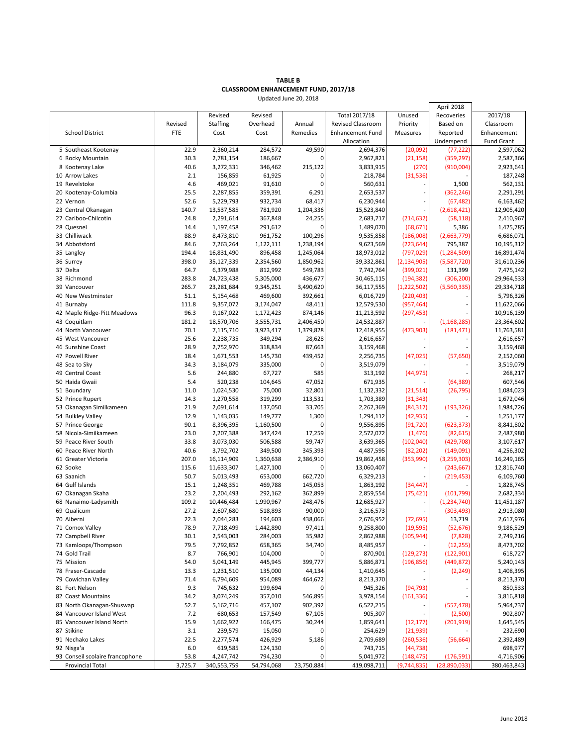**TABLE B**
**CLASSROOM ENHANCEMENT FUND, 2017/18**
Updated June 20, 2018

| School District | Revised FTE | Revised Staffing Cost | Revised Overhead Cost | Annual Remedies | Total 2017/18 Revised Classroom Enhancement Fund Allocation | Unused Priority Measures | April 2018 Recoveries Based on Reported Underspend | 2017/18 Classroom Enhancement Fund Grant |
|---|---|---|---|---|---|---|---|---|
| 5 Southeast Kootenay | 22.9 | 2,360,214 | 284,572 | 49,590 | 2,694,376 | (20,092) | (77,222) | 2,597,062 |
| 6 Rocky Mountain | 30.3 | 2,781,154 | 186,667 | 0 | 2,967,821 | (21,158) | (359,297) | 2,587,366 |
| 8 Kootenay Lake | 40.6 | 3,272,331 | 346,462 | 215,122 | 3,833,915 | (270) | (910,004) | 2,923,641 |
| 10 Arrow Lakes | 2.1 | 156,859 | 61,925 | 0 | 218,784 | (31,536) | - | 187,248 |
| 19 Revelstoke | 4.6 | 469,021 | 91,610 | 0 | 560,631 | - | 1,500 | 562,131 |
| 20 Kootenay-Columbia | 25.5 | 2,287,855 | 359,391 | 6,291 | 2,653,537 | - | (362,246) | 2,291,291 |
| 22 Vernon | 52.6 | 5,229,793 | 932,734 | 68,417 | 6,230,944 | - | (67,482) | 6,163,462 |
| 23 Central Okanagan | 140.7 | 13,537,585 | 781,920 | 1,204,336 | 15,523,840 | - | (2,618,421) | 12,905,420 |
| 27 Cariboo-Chilcotin | 24.8 | 2,291,614 | 367,848 | 24,255 | 2,683,717 | (214,632) | (58,118) | 2,410,967 |
| 28 Quesnel | 14.4 | 1,197,458 | 291,612 | 0 | 1,489,070 | (68,671) | 5,386 | 1,425,785 |
| 33 Chilliwack | 88.9 | 8,473,810 | 961,752 | 100,296 | 9,535,858 | (186,008) | (2,663,779) | 6,686,071 |
| 34 Abbotsford | 84.6 | 7,263,264 | 1,122,111 | 1,238,194 | 9,623,569 | (223,644) | 795,387 | 10,195,312 |
| 35 Langley | 194.4 | 16,831,490 | 896,458 | 1,245,064 | 18,973,012 | (797,029) | (1,284,509) | 16,891,474 |
| 36 Surrey | 398.0 | 35,127,339 | 2,354,560 | 1,850,962 | 39,332,861 | (2,134,905) | (5,587,720) | 31,610,236 |
| 37 Delta | 64.7 | 6,379,988 | 812,992 | 549,783 | 7,742,764 | (399,021) | 131,399 | 7,475,142 |
| 38 Richmond | 283.8 | 24,723,438 | 5,305,000 | 436,677 | 30,465,115 | (194,382) | (306,200) | 29,964,533 |
| 39 Vancouver | 265.7 | 23,281,684 | 9,345,251 | 3,490,620 | 36,117,555 | (1,222,502) | (5,560,335) | 29,334,718 |
| 40 New Westminster | 51.1 | 5,154,468 | 469,600 | 392,661 | 6,016,729 | (220,403) | - | 5,796,326 |
| 41 Burnaby | 111.8 | 9,357,072 | 3,174,047 | 48,411 | 12,579,530 | (957,464) | - | 11,622,066 |
| 42 Maple Ridge-Pitt Meadows | 96.3 | 9,167,022 | 1,172,423 | 874,146 | 11,213,592 | (297,453) | - | 10,916,139 |
| 43 Coquitlam | 181.2 | 18,570,706 | 3,555,731 | 2,406,450 | 24,532,887 | - | (1,168,285) | 23,364,602 |
| 44 North Vancouver | 70.1 | 7,115,710 | 3,923,417 | 1,379,828 | 12,418,955 | (473,903) | (181,471) | 11,763,581 |
| 45 West Vancouver | 25.6 | 2,238,735 | 349,294 | 28,628 | 2,616,657 | - | - | 2,616,657 |
| 46 Sunshine Coast | 28.9 | 2,752,970 | 318,834 | 87,663 | 3,159,468 | - | - | 3,159,468 |
| 47 Powell River | 18.4 | 1,671,553 | 145,730 | 439,452 | 2,256,735 | (47,025) | (57,650) | 2,152,060 |
| 48 Sea to Sky | 34.3 | 3,184,079 | 335,000 | 0 | 3,519,079 | - | - | 3,519,079 |
| 49 Central Coast | 5.6 | 244,880 | 67,727 | 585 | 313,192 | (44,975) | - | 268,217 |
| 50 Haida Gwaii | 5.4 | 520,238 | 104,645 | 47,052 | 671,935 | - | (64,389) | 607,546 |
| 51 Boundary | 11.0 | 1,024,530 | 75,000 | 32,801 | 1,132,332 | (21,514) | (26,795) | 1,084,023 |
| 52 Prince Rupert | 14.3 | 1,270,558 | 319,299 | 113,531 | 1,703,389 | (31,343) | - | 1,672,046 |
| 53 Okanagan Similkameen | 21.9 | 2,091,614 | 137,050 | 33,705 | 2,262,369 | (84,317) | (193,326) | 1,984,726 |
| 54 Bulkley Valley | 12.9 | 1,143,035 | 149,777 | 1,300 | 1,294,112 | (42,935) | - | 1,251,177 |
| 57 Prince George | 90.1 | 8,396,395 | 1,160,500 | 0 | 9,556,895 | (91,720) | (623,373) | 8,841,802 |
| 58 Nicola-Similkameen | 23.0 | 2,207,388 | 347,424 | 17,259 | 2,572,072 | (1,476) | (82,615) | 2,487,980 |
| 59 Peace River South | 33.8 | 3,073,030 | 506,588 | 59,747 | 3,639,365 | (102,040) | (429,708) | 3,107,617 |
| 60 Peace River North | 40.6 | 3,792,702 | 349,500 | 345,393 | 4,487,595 | (82,202) | (149,091) | 4,256,302 |
| 61 Greater Victoria | 207.0 | 16,114,909 | 1,360,638 | 2,386,910 | 19,862,458 | (353,990) | (3,259,303) | 16,249,165 |
| 62 Sooke | 115.6 | 11,633,307 | 1,427,100 | 0 | 13,060,407 | - | (243,667) | 12,816,740 |
| 63 Saanich | 50.7 | 5,013,493 | 653,000 | 662,720 | 6,329,213 | - | (219,453) | 6,109,760 |
| 64 Gulf Islands | 15.1 | 1,248,351 | 469,788 | 145,053 | 1,863,192 | (34,447) | - | 1,828,745 |
| 67 Okanagan Skaha | 23.2 | 2,204,493 | 292,162 | 362,899 | 2,859,554 | (75,421) | (101,799) | 2,682,334 |
| 68 Nanaimo-Ladysmith | 109.2 | 10,446,484 | 1,990,967 | 248,476 | 12,685,927 | - | (1,234,740) | 11,451,187 |
| 69 Qualicum | 27.2 | 2,607,680 | 518,893 | 90,000 | 3,216,573 | - | (303,493) | 2,913,080 |
| 70 Alberni | 22.3 | 2,044,283 | 194,603 | 438,066 | 2,676,952 | (72,695) | 13,719 | 2,617,976 |
| 71 Comox Valley | 78.9 | 7,718,499 | 1,442,890 | 97,411 | 9,258,800 | (19,595) | (52,676) | 9,186,529 |
| 72 Campbell River | 30.1 | 2,543,003 | 284,003 | 35,982 | 2,862,988 | (105,944) | (7,828) | 2,749,216 |
| 73 Kamloops/Thompson | 79.5 | 7,792,852 | 658,365 | 34,740 | 8,485,957 | - | (12,255) | 8,473,702 |
| 74 Gold Trail | 8.7 | 766,901 | 104,000 | 0 | 870,901 | (129,273) | (122,901) | 618,727 |
| 75 Mission | 54.0 | 5,041,149 | 445,945 | 399,777 | 5,886,871 | (196,856) | (449,872) | 5,240,143 |
| 78 Fraser-Cascade | 13.3 | 1,231,510 | 135,000 | 44,134 | 1,410,645 | - | (2,249) | 1,408,395 |
| 79 Cowichan Valley | 71.4 | 6,794,609 | 954,089 | 464,672 | 8,213,370 | - | - | 8,213,370 |
| 81 Fort Nelson | 9.3 | 745,632 | 199,694 | 0 | 945,326 | (94,793) | - | 850,533 |
| 82 Coast Mountains | 34.2 | 3,074,249 | 357,010 | 546,895 | 3,978,154 | (161,336) | - | 3,816,818 |
| 83 North Okanagan-Shuswap | 52.7 | 5,162,716 | 457,107 | 902,392 | 6,522,215 | - | (557,478) | 5,964,737 |
| 84 Vancouver Island West | 7.2 | 680,653 | 157,549 | 67,105 | 905,307 | - | (2,500) | 902,807 |
| 85 Vancouver Island North | 15.9 | 1,662,922 | 166,475 | 30,244 | 1,859,641 | (12,177) | (201,919) | 1,645,545 |
| 87 Stikine | 3.1 | 239,579 | 15,050 | 0 | 254,629 | (21,939) | - | 232,690 |
| 91 Nechako Lakes | 22.5 | 2,277,574 | 426,929 | 5,186 | 2,709,689 | (260,536) | (56,664) | 2,392,489 |
| 92 Nisga'a | 6.0 | 619,585 | 124,130 | 0 | 743,715 | (44,738) | - | 698,977 |
| 93 Conseil scolaire francophone | 53.8 | 4,247,742 | 794,230 | 0 | 5,041,972 | (148,475) | (176,591) | 4,716,906 |
| Provincial Total | 3,725.7 | 340,553,759 | 54,794,068 | 23,750,884 | 419,098,711 | (9,744,835) | (28,890,033) | 380,463,843 |

June 2018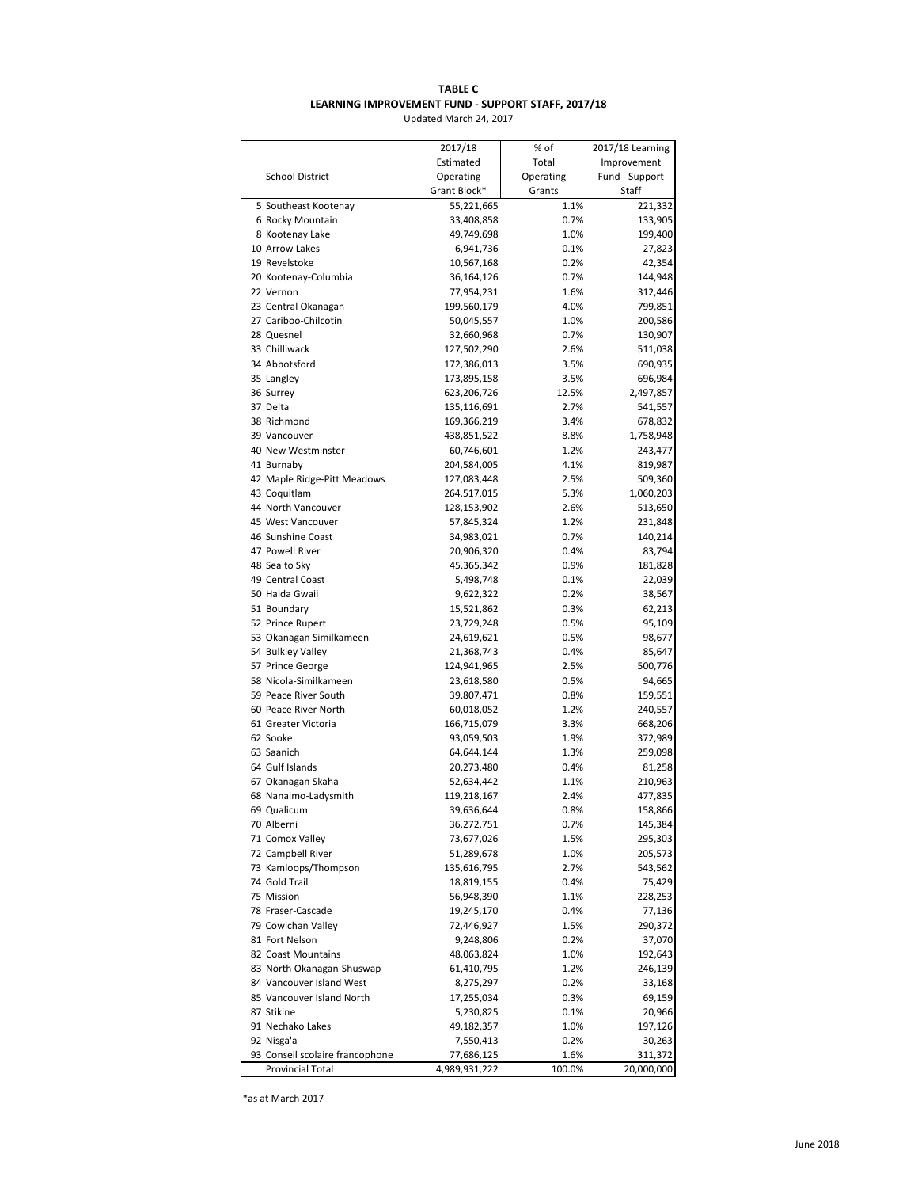**TABLE C**
**LEARNING IMPROVEMENT FUND - SUPPORT STAFF, 2017/18**
Updated March 24, 2017

| School District | 2017/18 Estimated Operating Grant Block* | % of Total Operating Grants | 2017/18 Learning Improvement Fund - Support Staff |
|---|---|---|---|
| 5 Southeast Kootenay | 55,221,665 | 1.1% | 221,332 |
| 6 Rocky Mountain | 33,408,858 | 0.7% | 133,905 |
| 8 Kootenay Lake | 49,749,698 | 1.0% | 199,400 |
| 10 Arrow Lakes | 6,941,736 | 0.1% | 27,823 |
| 19 Revelstoke | 10,567,168 | 0.2% | 42,354 |
| 20 Kootenay-Columbia | 36,164,126 | 0.7% | 144,948 |
| 22 Vernon | 77,954,231 | 1.6% | 312,446 |
| 23 Central Okanagan | 199,560,179 | 4.0% | 799,851 |
| 27 Cariboo-Chilcotin | 50,045,557 | 1.0% | 200,586 |
| 28 Quesnel | 32,660,968 | 0.7% | 130,907 |
| 33 Chilliwack | 127,502,290 | 2.6% | 511,038 |
| 34 Abbotsford | 172,386,013 | 3.5% | 690,935 |
| 35 Langley | 173,895,158 | 3.5% | 696,984 |
| 36 Surrey | 623,206,726 | 12.5% | 2,497,857 |
| 37 Delta | 135,116,691 | 2.7% | 541,557 |
| 38 Richmond | 169,366,219 | 3.4% | 678,832 |
| 39 Vancouver | 438,851,522 | 8.8% | 1,758,948 |
| 40 New Westminster | 60,746,601 | 1.2% | 243,477 |
| 41 Burnaby | 204,584,005 | 4.1% | 819,987 |
| 42 Maple Ridge-Pitt Meadows | 127,083,448 | 2.5% | 509,360 |
| 43 Coquitlam | 264,517,015 | 5.3% | 1,060,203 |
| 44 North Vancouver | 128,153,902 | 2.6% | 513,650 |
| 45 West Vancouver | 57,845,324 | 1.2% | 231,848 |
| 46 Sunshine Coast | 34,983,021 | 0.7% | 140,214 |
| 47 Powell River | 20,906,320 | 0.4% | 83,794 |
| 48 Sea to Sky | 45,365,342 | 0.9% | 181,828 |
| 49 Central Coast | 5,498,748 | 0.1% | 22,039 |
| 50 Haida Gwaii | 9,622,322 | 0.2% | 38,567 |
| 51 Boundary | 15,521,862 | 0.3% | 62,213 |
| 52 Prince Rupert | 23,729,248 | 0.5% | 95,109 |
| 53 Okanagan Similkameen | 24,619,621 | 0.5% | 98,677 |
| 54 Bulkley Valley | 21,368,743 | 0.4% | 85,647 |
| 57 Prince George | 124,941,965 | 2.5% | 500,776 |
| 58 Nicola-Similkameen | 23,618,580 | 0.5% | 94,665 |
| 59 Peace River South | 39,807,471 | 0.8% | 159,551 |
| 60 Peace River North | 60,018,052 | 1.2% | 240,557 |
| 61 Greater Victoria | 166,715,079 | 3.3% | 668,206 |
| 62 Sooke | 93,059,503 | 1.9% | 372,989 |
| 63 Saanich | 64,644,144 | 1.3% | 259,098 |
| 64 Gulf Islands | 20,273,480 | 0.4% | 81,258 |
| 67 Okanagan Skaha | 52,634,442 | 1.1% | 210,963 |
| 68 Nanaimo-Ladysmith | 119,218,167 | 2.4% | 477,835 |
| 69 Qualicum | 39,636,644 | 0.8% | 158,866 |
| 70 Alberni | 36,272,751 | 0.7% | 145,384 |
| 71 Comox Valley | 73,677,026 | 1.5% | 295,303 |
| 72 Campbell River | 51,289,678 | 1.0% | 205,573 |
| 73 Kamloops/Thompson | 135,616,795 | 2.7% | 543,562 |
| 74 Gold Trail | 18,819,155 | 0.4% | 75,429 |
| 75 Mission | 56,948,390 | 1.1% | 228,253 |
| 78 Fraser-Cascade | 19,245,170 | 0.4% | 77,136 |
| 79 Cowichan Valley | 72,446,927 | 1.5% | 290,372 |
| 81 Fort Nelson | 9,248,806 | 0.2% | 37,070 |
| 82 Coast Mountains | 48,063,824 | 1.0% | 192,643 |
| 83 North Okanagan-Shuswap | 61,410,795 | 1.2% | 246,139 |
| 84 Vancouver Island West | 8,275,297 | 0.2% | 33,168 |
| 85 Vancouver Island North | 17,255,034 | 0.3% | 69,159 |
| 87 Stikine | 5,230,825 | 0.1% | 20,966 |
| 91 Nechako Lakes | 49,182,357 | 1.0% | 197,126 |
| 92 Nisga'a | 7,550,413 | 0.2% | 30,263 |
| 93 Conseil scolaire francophone | 77,686,125 | 1.6% | 311,372 |
| Provincial Total | 4,989,931,222 | 100.0% | 20,000,000 |

*as at March 2017

June 2018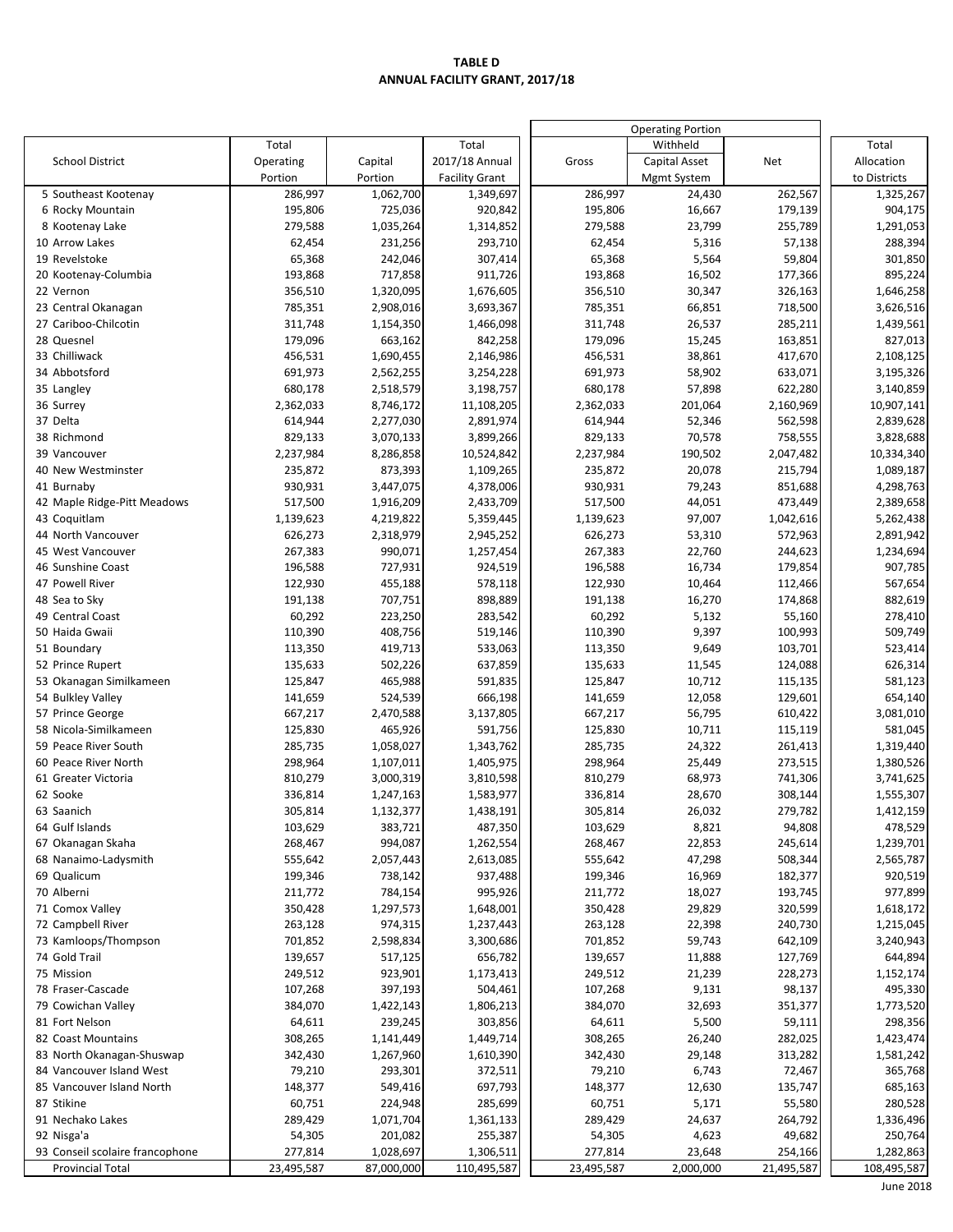**TABLE D**
**ANNUAL FACILITY GRANT, 2017/18**

| School District | Total Operating Portion | Capital Portion | Total 2017/18 Annual Facility Grant | Operating Portion Gross | Operating Portion Withheld Capital Asset Mgmt System | Operating Portion Net | Total Allocation to Districts |
|---|---|---|---|---|---|---|---|
| 5 Southeast Kootenay | 286,997 | 1,062,700 | 1,349,697 | 286,997 | 24,430 | 262,567 | 1,325,267 |
| 6 Rocky Mountain | 195,806 | 725,036 | 920,842 | 195,806 | 16,667 | 179,139 | 904,175 |
| 8 Kootenay Lake | 279,588 | 1,035,264 | 1,314,852 | 279,588 | 23,799 | 255,789 | 1,291,053 |
| 10 Arrow Lakes | 62,454 | 231,256 | 293,710 | 62,454 | 5,316 | 57,138 | 288,394 |
| 19 Revelstoke | 65,368 | 242,046 | 307,414 | 65,368 | 5,564 | 59,804 | 301,850 |
| 20 Kootenay-Columbia | 193,868 | 717,858 | 911,726 | 193,868 | 16,502 | 177,366 | 895,224 |
| 22 Vernon | 356,510 | 1,320,095 | 1,676,605 | 356,510 | 30,347 | 326,163 | 1,646,258 |
| 23 Central Okanagan | 785,351 | 2,908,016 | 3,693,367 | 785,351 | 66,851 | 718,500 | 3,626,516 |
| 27 Cariboo-Chilcotin | 311,748 | 1,154,350 | 1,466,098 | 311,748 | 26,537 | 285,211 | 1,439,561 |
| 28 Quesnel | 179,096 | 663,162 | 842,258 | 179,096 | 15,245 | 163,851 | 827,013 |
| 33 Chilliwack | 456,531 | 1,690,455 | 2,146,986 | 456,531 | 38,861 | 417,670 | 2,108,125 |
| 34 Abbotsford | 691,973 | 2,562,255 | 3,254,228 | 691,973 | 58,902 | 633,071 | 3,195,326 |
| 35 Langley | 680,178 | 2,518,579 | 3,198,757 | 680,178 | 57,898 | 622,280 | 3,140,859 |
| 36 Surrey | 2,362,033 | 8,746,172 | 11,108,205 | 2,362,033 | 201,064 | 2,160,969 | 10,907,141 |
| 37 Delta | 614,944 | 2,277,030 | 2,891,974 | 614,944 | 52,346 | 562,598 | 2,839,628 |
| 38 Richmond | 829,133 | 3,070,133 | 3,899,266 | 829,133 | 70,578 | 758,555 | 3,828,688 |
| 39 Vancouver | 2,237,984 | 8,286,858 | 10,524,842 | 2,237,984 | 190,502 | 2,047,482 | 10,334,340 |
| 40 New Westminster | 235,872 | 873,393 | 1,109,265 | 235,872 | 20,078 | 215,794 | 1,089,187 |
| 41 Burnaby | 930,931 | 3,447,075 | 4,378,006 | 930,931 | 79,243 | 851,688 | 4,298,763 |
| 42 Maple Ridge-Pitt Meadows | 517,500 | 1,916,209 | 2,433,709 | 517,500 | 44,051 | 473,449 | 2,389,658 |
| 43 Coquitlam | 1,139,623 | 4,219,822 | 5,359,445 | 1,139,623 | 97,007 | 1,042,616 | 5,262,438 |
| 44 North Vancouver | 626,273 | 2,318,979 | 2,945,252 | 626,273 | 53,310 | 572,963 | 2,891,942 |
| 45 West Vancouver | 267,383 | 990,071 | 1,257,454 | 267,383 | 22,760 | 244,623 | 1,234,694 |
| 46 Sunshine Coast | 196,588 | 727,931 | 924,519 | 196,588 | 16,734 | 179,854 | 907,785 |
| 47 Powell River | 122,930 | 455,188 | 578,118 | 122,930 | 10,464 | 112,466 | 567,654 |
| 48 Sea to Sky | 191,138 | 707,751 | 898,889 | 191,138 | 16,270 | 174,868 | 882,619 |
| 49 Central Coast | 60,292 | 223,250 | 283,542 | 60,292 | 5,132 | 55,160 | 278,410 |
| 50 Haida Gwaii | 110,390 | 408,756 | 519,146 | 110,390 | 9,397 | 100,993 | 509,749 |
| 51 Boundary | 113,350 | 419,713 | 533,063 | 113,350 | 9,649 | 103,701 | 523,414 |
| 52 Prince Rupert | 135,633 | 502,226 | 637,859 | 135,633 | 11,545 | 124,088 | 626,314 |
| 53 Okanagan Similkameen | 125,847 | 465,988 | 591,835 | 125,847 | 10,712 | 115,135 | 581,123 |
| 54 Bulkley Valley | 141,659 | 524,539 | 666,198 | 141,659 | 12,058 | 129,601 | 654,140 |
| 57 Prince George | 667,217 | 2,470,588 | 3,137,805 | 667,217 | 56,795 | 610,422 | 3,081,010 |
| 58 Nicola-Similkameen | 125,830 | 465,926 | 591,756 | 125,830 | 10,711 | 115,119 | 581,045 |
| 59 Peace River South | 285,735 | 1,058,027 | 1,343,762 | 285,735 | 24,322 | 261,413 | 1,319,440 |
| 60 Peace River North | 298,964 | 1,107,011 | 1,405,975 | 298,964 | 25,449 | 273,515 | 1,380,526 |
| 61 Greater Victoria | 810,279 | 3,000,319 | 3,810,598 | 810,279 | 68,973 | 741,306 | 3,741,625 |
| 62 Sooke | 336,814 | 1,247,163 | 1,583,977 | 336,814 | 28,670 | 308,144 | 1,555,307 |
| 63 Saanich | 305,814 | 1,132,377 | 1,438,191 | 305,814 | 26,032 | 279,782 | 1,412,159 |
| 64 Gulf Islands | 103,629 | 383,721 | 487,350 | 103,629 | 8,821 | 94,808 | 478,529 |
| 67 Okanagan Skaha | 268,467 | 994,087 | 1,262,554 | 268,467 | 22,853 | 245,614 | 1,239,701 |
| 68 Nanaimo-Ladysmith | 555,642 | 2,057,443 | 2,613,085 | 555,642 | 47,298 | 508,344 | 2,565,787 |
| 69 Qualicum | 199,346 | 738,142 | 937,488 | 199,346 | 16,969 | 182,377 | 920,519 |
| 70 Alberni | 211,772 | 784,154 | 995,926 | 211,772 | 18,027 | 193,745 | 977,899 |
| 71 Comox Valley | 350,428 | 1,297,573 | 1,648,001 | 350,428 | 29,829 | 320,599 | 1,618,172 |
| 72 Campbell River | 263,128 | 974,315 | 1,237,443 | 263,128 | 22,398 | 240,730 | 1,215,045 |
| 73 Kamloops/Thompson | 701,852 | 2,598,834 | 3,300,686 | 701,852 | 59,743 | 642,109 | 3,240,943 |
| 74 Gold Trail | 139,657 | 517,125 | 656,782 | 139,657 | 11,888 | 127,769 | 644,894 |
| 75 Mission | 249,512 | 923,901 | 1,173,413 | 249,512 | 21,239 | 228,273 | 1,152,174 |
| 78 Fraser-Cascade | 107,268 | 397,193 | 504,461 | 107,268 | 9,131 | 98,137 | 495,330 |
| 79 Cowichan Valley | 384,070 | 1,422,143 | 1,806,213 | 384,070 | 32,693 | 351,377 | 1,773,520 |
| 81 Fort Nelson | 64,611 | 239,245 | 303,856 | 64,611 | 5,500 | 59,111 | 298,356 |
| 82 Coast Mountains | 308,265 | 1,141,449 | 1,449,714 | 308,265 | 26,240 | 282,025 | 1,423,474 |
| 83 North Okanagan-Shuswap | 342,430 | 1,267,960 | 1,610,390 | 342,430 | 29,148 | 313,282 | 1,581,242 |
| 84 Vancouver Island West | 79,210 | 293,301 | 372,511 | 79,210 | 6,743 | 72,467 | 365,768 |
| 85 Vancouver Island North | 148,377 | 549,416 | 697,793 | 148,377 | 12,630 | 135,747 | 685,163 |
| 87 Stikine | 60,751 | 224,948 | 285,699 | 60,751 | 5,171 | 55,580 | 280,528 |
| 91 Nechako Lakes | 289,429 | 1,071,704 | 1,361,133 | 289,429 | 24,637 | 264,792 | 1,336,496 |
| 92 Nisga'a | 54,305 | 201,082 | 255,387 | 54,305 | 4,623 | 49,682 | 250,764 |
| 93 Conseil scolaire francophone | 277,814 | 1,028,697 | 1,306,511 | 277,814 | 23,648 | 254,166 | 1,282,863 |
| Provincial Total | 23,495,587 | 87,000,000 | 110,495,587 | 23,495,587 | 2,000,000 | 21,495,587 | 108,495,587 |

June 2018